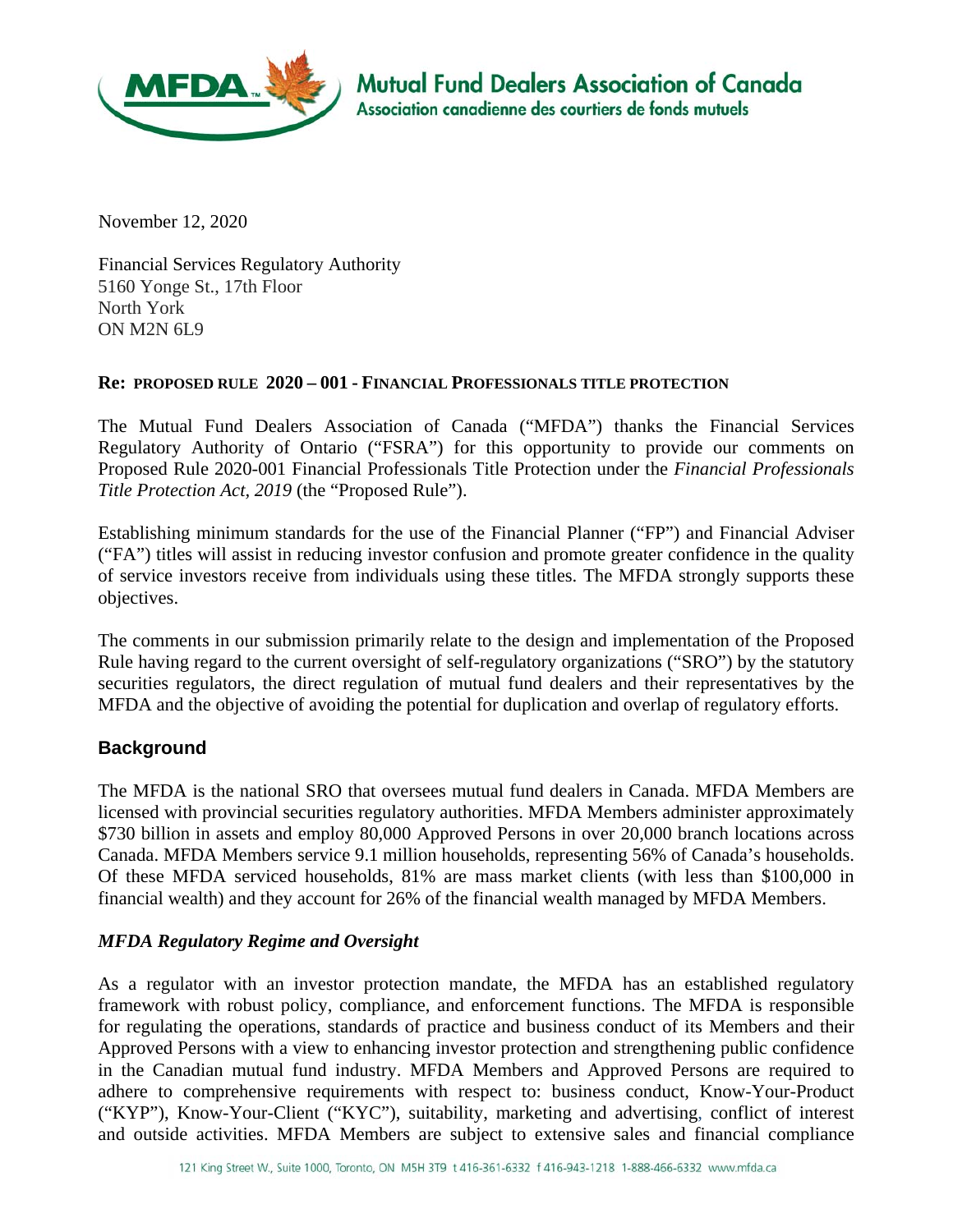**Mutual Fund Dealers Association of Canada**
Association canadienne des courtiers de fonds mutuels

November 12, 2020

Financial Services Regulatory Authority
5160 Yonge St., 17th Floor
North York
ON M2N 6L9

**Re: PROPOSED RULE 2020 – 001 - FINANCIAL PROFESSIONALS TITLE PROTECTION**

The Mutual Fund Dealers Association of Canada ("MFDA") thanks the Financial Services Regulatory Authority of Ontario ("FSRA") for this opportunity to provide our comments on Proposed Rule 2020-001 Financial Professionals Title Protection under the *Financial Professionals Title Protection Act, 2019* (the "Proposed Rule").

Establishing minimum standards for the use of the Financial Planner ("FP") and Financial Adviser ("FA") titles will assist in reducing investor confusion and promote greater confidence in the quality of service investors receive from individuals using these titles. The MFDA strongly supports these objectives.

The comments in our submission primarily relate to the design and implementation of the Proposed Rule having regard to the current oversight of self-regulatory organizations ("SRO") by the statutory securities regulators, the direct regulation of mutual fund dealers and their representatives by the MFDA and the objective of avoiding the potential for duplication and overlap of regulatory efforts.

## Background

The MFDA is the national SRO that oversees mutual fund dealers in Canada. MFDA Members are licensed with provincial securities regulatory authorities. MFDA Members administer approximately $730 billion in assets and employ 80,000 Approved Persons in over 20,000 branch locations across Canada. MFDA Members service 9.1 million households, representing 56% of Canada's households. Of these MFDA serviced households, 81% are mass market clients (with less than $100,000 in financial wealth) and they account for 26% of the financial wealth managed by MFDA Members.

### *MFDA Regulatory Regime and Oversight*

As a regulator with an investor protection mandate, the MFDA has an established regulatory framework with robust policy, compliance, and enforcement functions. The MFDA is responsible for regulating the operations, standards of practice and business conduct of its Members and their Approved Persons with a view to enhancing investor protection and strengthening public confidence in the Canadian mutual fund industry. MFDA Members and Approved Persons are required to adhere to comprehensive requirements with respect to: business conduct, Know-Your-Product ("KYP"), Know-Your-Client ("KYC"), suitability, marketing and advertising, conflict of interest and outside activities. MFDA Members are subject to extensive sales and financial compliance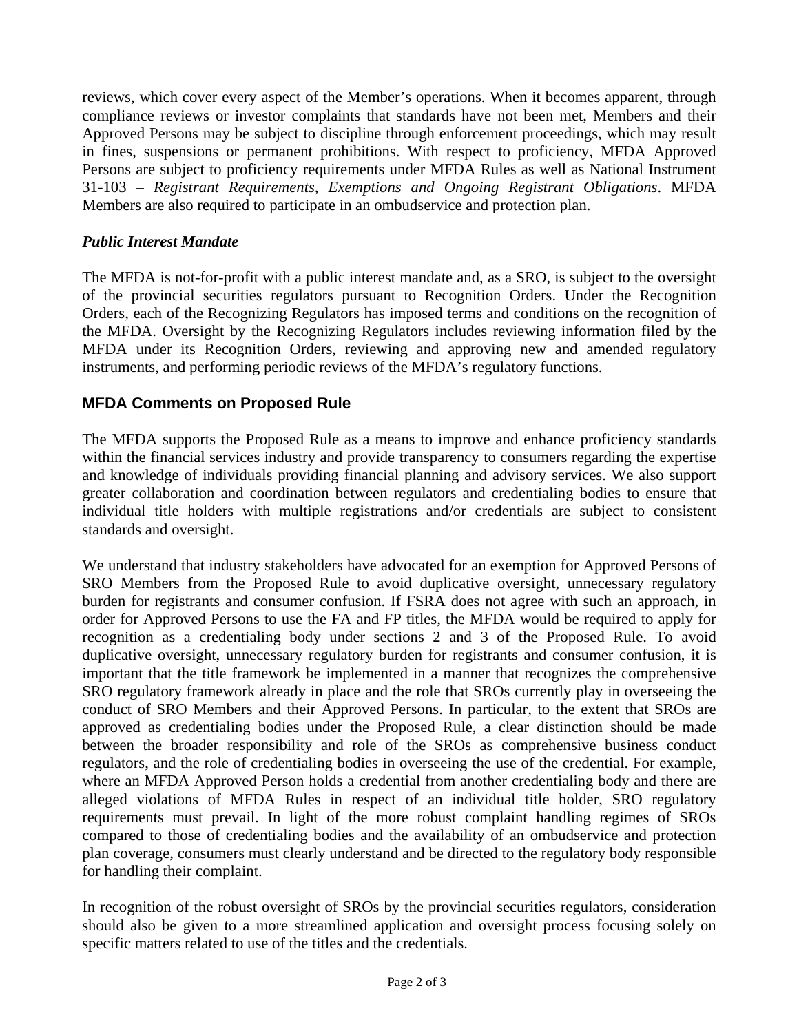reviews, which cover every aspect of the Member's operations. When it becomes apparent, through compliance reviews or investor complaints that standards have not been met, Members and their Approved Persons may be subject to discipline through enforcement proceedings, which may result in fines, suspensions or permanent prohibitions. With respect to proficiency, MFDA Approved Persons are subject to proficiency requirements under MFDA Rules as well as National Instrument 31-103 – *Registrant Requirements, Exemptions and Ongoing Registrant Obligations*. MFDA Members are also required to participate in an ombudservice and protection plan.

### *Public Interest Mandate*

The MFDA is not-for-profit with a public interest mandate and, as a SRO, is subject to the oversight of the provincial securities regulators pursuant to Recognition Orders. Under the Recognition Orders, each of the Recognizing Regulators has imposed terms and conditions on the recognition of the MFDA. Oversight by the Recognizing Regulators includes reviewing information filed by the MFDA under its Recognition Orders, reviewing and approving new and amended regulatory instruments, and performing periodic reviews of the MFDA's regulatory functions.

## MFDA Comments on Proposed Rule

The MFDA supports the Proposed Rule as a means to improve and enhance proficiency standards within the financial services industry and provide transparency to consumers regarding the expertise and knowledge of individuals providing financial planning and advisory services. We also support greater collaboration and coordination between regulators and credentialing bodies to ensure that individual title holders with multiple registrations and/or credentials are subject to consistent standards and oversight.

We understand that industry stakeholders have advocated for an exemption for Approved Persons of SRO Members from the Proposed Rule to avoid duplicative oversight, unnecessary regulatory burden for registrants and consumer confusion. If FSRA does not agree with such an approach, in order for Approved Persons to use the FA and FP titles, the MFDA would be required to apply for recognition as a credentialing body under sections 2 and 3 of the Proposed Rule. To avoid duplicative oversight, unnecessary regulatory burden for registrants and consumer confusion, it is important that the title framework be implemented in a manner that recognizes the comprehensive SRO regulatory framework already in place and the role that SROs currently play in overseeing the conduct of SRO Members and their Approved Persons. In particular, to the extent that SROs are approved as credentialing bodies under the Proposed Rule, a clear distinction should be made between the broader responsibility and role of the SROs as comprehensive business conduct regulators, and the role of credentialing bodies in overseeing the use of the credential. For example, where an MFDA Approved Person holds a credential from another credentialing body and there are alleged violations of MFDA Rules in respect of an individual title holder, SRO regulatory requirements must prevail. In light of the more robust complaint handling regimes of SROs compared to those of credentialing bodies and the availability of an ombudservice and protection plan coverage, consumers must clearly understand and be directed to the regulatory body responsible for handling their complaint.

In recognition of the robust oversight of SROs by the provincial securities regulators, consideration should also be given to a more streamlined application and oversight process focusing solely on specific matters related to use of the titles and the credentials.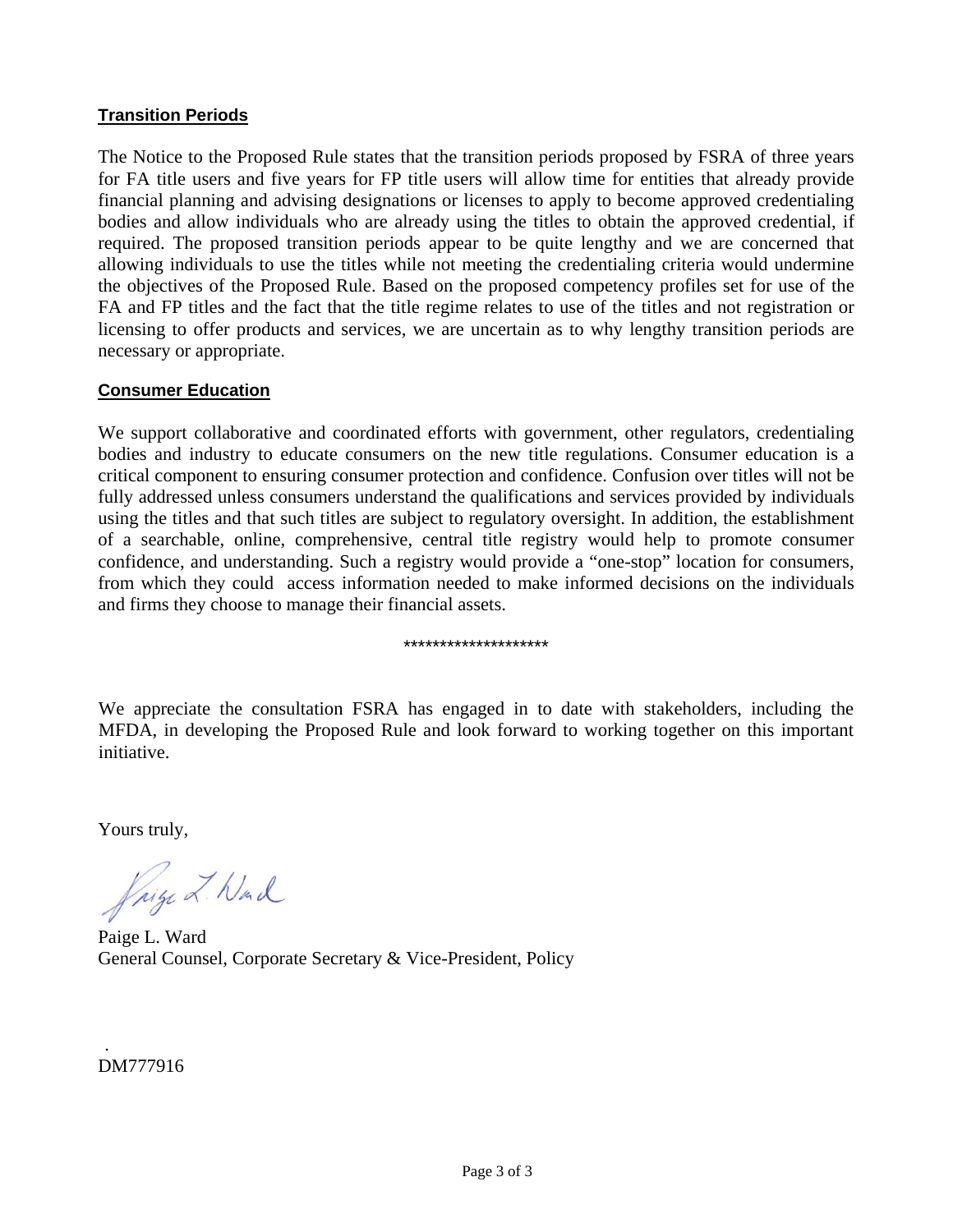**Transition Periods**

The Notice to the Proposed Rule states that the transition periods proposed by FSRA of three years for FA title users and five years for FP title users will allow time for entities that already provide financial planning and advising designations or licenses to apply to become approved credentialing bodies and allow individuals who are already using the titles to obtain the approved credential, if required. The proposed transition periods appear to be quite lengthy and we are concerned that allowing individuals to use the titles while not meeting the credentialing criteria would undermine the objectives of the Proposed Rule. Based on the proposed competency profiles set for use of the FA and FP titles and the fact that the title regime relates to use of the titles and not registration or licensing to offer products and services, we are uncertain as to why lengthy transition periods are necessary or appropriate.

**Consumer Education**

We support collaborative and coordinated efforts with government, other regulators, credentialing bodies and industry to educate consumers on the new title regulations. Consumer education is a critical component to ensuring consumer protection and confidence. Confusion over titles will not be fully addressed unless consumers understand the qualifications and services provided by individuals using the titles and that such titles are subject to regulatory oversight. In addition, the establishment of a searchable, online, comprehensive, central title registry would help to promote consumer confidence, and understanding. Such a registry would provide a "one-stop" location for consumers, from which they could access information needed to make informed decisions on the individuals and firms they choose to manage their financial assets.

********************

We appreciate the consultation FSRA has engaged in to date with stakeholders, including the MFDA, in developing the Proposed Rule and look forward to working together on this important initiative.

Yours truly,

Paige L. Ward
General Counsel, Corporate Secretary & Vice-President, Policy

.
DM777916